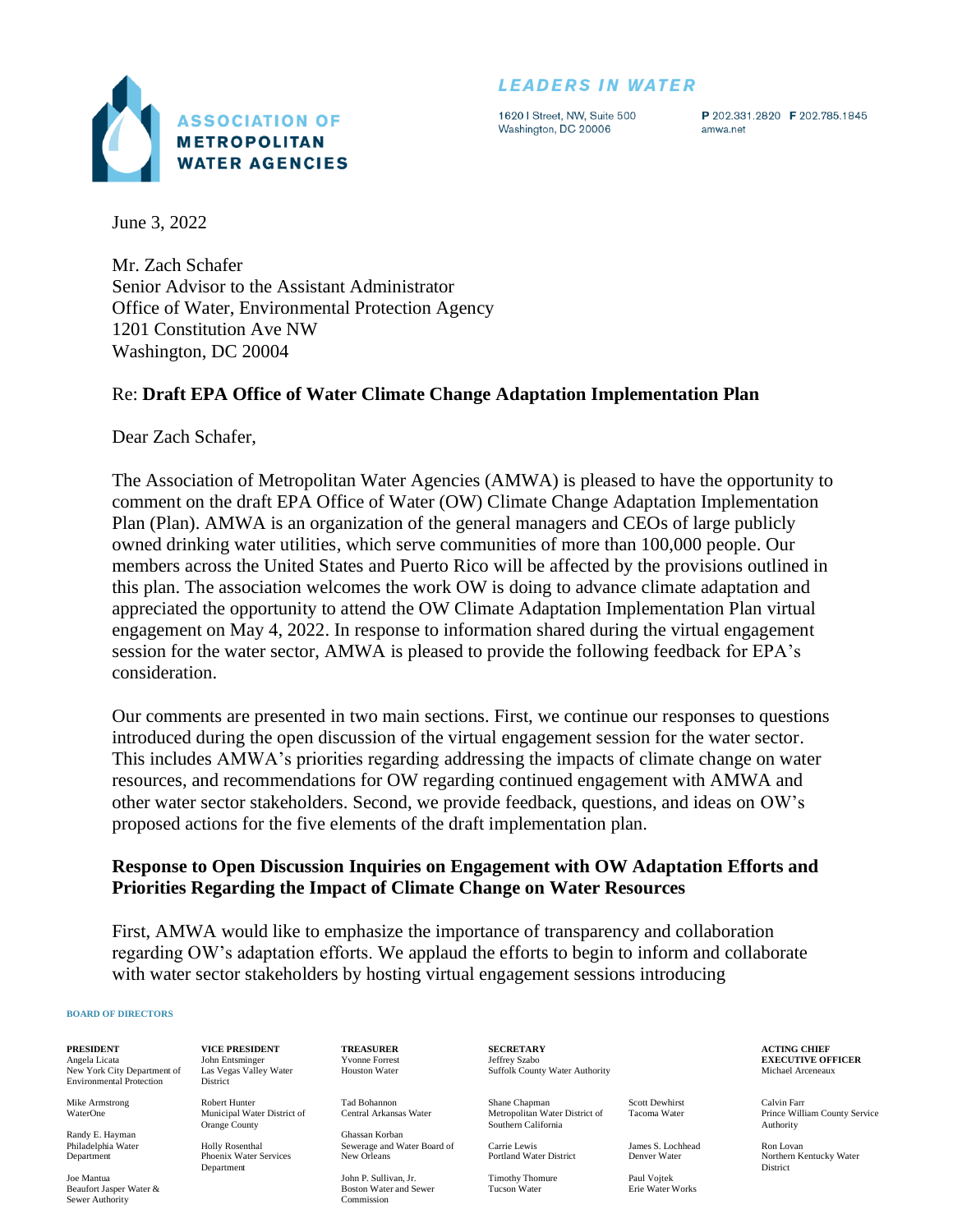# ASSOCIATION OF METROPOLITAN WATER AGENCIES

*LEADERS IN WATER*

1620 I Street, NW, Suite 500
Washington, DC 20006

P 202.331.2820 F 202.785.1845
amwa.net

June 3, 2022

Mr. Zach Schafer
Senior Advisor to the Assistant Administrator
Office of Water, Environmental Protection Agency
1201 Constitution Ave NW
Washington, DC 20004

Re: **Draft EPA Office of Water Climate Change Adaptation Implementation Plan**

Dear Zach Schafer,

The Association of Metropolitan Water Agencies (AMWA) is pleased to have the opportunity to comment on the draft EPA Office of Water (OW) Climate Change Adaptation Implementation Plan (Plan). AMWA is an organization of the general managers and CEOs of large publicly owned drinking water utilities, which serve communities of more than 100,000 people. Our members across the United States and Puerto Rico will be affected by the provisions outlined in this plan. The association welcomes the work OW is doing to advance climate adaptation and appreciated the opportunity to attend the OW Climate Adaptation Implementation Plan virtual engagement on May 4, 2022. In response to information shared during the virtual engagement session for the water sector, AMWA is pleased to provide the following feedback for EPA's consideration.

Our comments are presented in two main sections. First, we continue our responses to questions introduced during the open discussion of the virtual engagement session for the water sector. This includes AMWA's priorities regarding addressing the impacts of climate change on water resources, and recommendations for OW regarding continued engagement with AMWA and other water sector stakeholders. Second, we provide feedback, questions, and ideas on OW's proposed actions for the five elements of the draft implementation plan.

**Response to Open Discussion Inquiries on Engagement with OW Adaptation Efforts and Priorities Regarding the Impact of Climate Change on Water Resources**

First, AMWA would like to emphasize the importance of transparency and collaboration regarding OW's adaptation efforts. We applaud the efforts to begin to inform and collaborate with water sector stakeholders by hosting virtual engagement sessions introducing

**BOARD OF DIRECTORS**

**PRESIDENT**
Angela Licata
New York City Department of Environmental Protection

**VICE PRESIDENT**
John Entsminger
Las Vegas Valley Water District

**TREASURER**
Yvonne Forrest
Houston Water

**SECRETARY**
Jeffrey Szabo
Suffolk County Water Authority

**ACTING CHIEF EXECUTIVE OFFICER**
Michael Arceneaux

Mike Armstrong
WaterOne

Randy E. Hayman
Philadelphia Water Department

Joe Mantua
Beaufort Jasper Water & Sewer Authority

Robert Hunter
Municipal Water District of Orange County

Holly Rosenthal
Phoenix Water Services Department

Tad Bohannon
Central Arkansas Water

Ghassan Korban
Sewerage and Water Board of New Orleans

John P. Sullivan, Jr.
Boston Water and Sewer Commission

Shane Chapman
Metropolitan Water District of Southern California

Carrie Lewis
Portland Water District

Timothy Thomure
Tucson Water

Scott Dewhirst
Tacoma Water

James S. Lochhead
Denver Water

Paul Vojtek
Erie Water Works

Calvin Farr
Prince William County Service Authority

Ron Lovan
Northern Kentucky Water District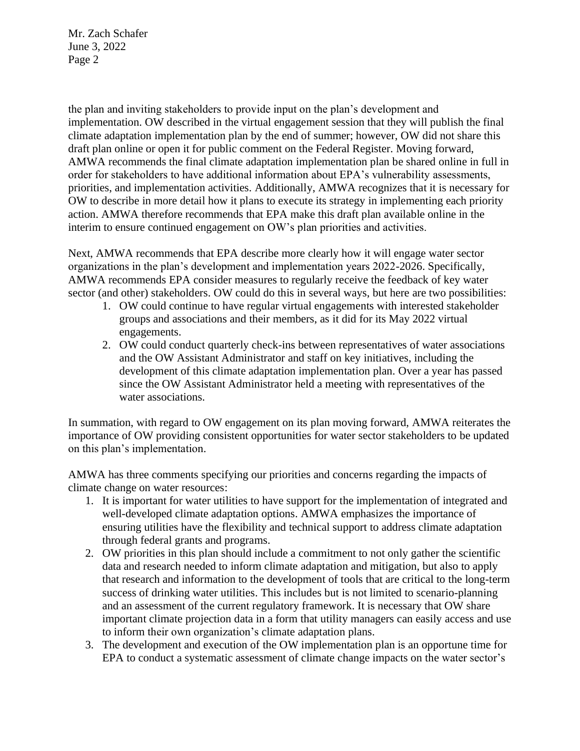the plan and inviting stakeholders to provide input on the plan's development and implementation. OW described in the virtual engagement session that they will publish the final climate adaptation implementation plan by the end of summer; however, OW did not share this draft plan online or open it for public comment on the Federal Register. Moving forward, AMWA recommends the final climate adaptation implementation plan be shared online in full in order for stakeholders to have additional information about EPA's vulnerability assessments, priorities, and implementation activities. Additionally, AMWA recognizes that it is necessary for OW to describe in more detail how it plans to execute its strategy in implementing each priority action. AMWA therefore recommends that EPA make this draft plan available online in the interim to ensure continued engagement on OW's plan priorities and activities.

Next, AMWA recommends that EPA describe more clearly how it will engage water sector organizations in the plan's development and implementation years 2022-2026. Specifically, AMWA recommends EPA consider measures to regularly receive the feedback of key water sector (and other) stakeholders. OW could do this in several ways, but here are two possibilities:

1. OW could continue to have regular virtual engagements with interested stakeholder groups and associations and their members, as it did for its May 2022 virtual engagements.
2. OW could conduct quarterly check-ins between representatives of water associations and the OW Assistant Administrator and staff on key initiatives, including the development of this climate adaptation implementation plan. Over a year has passed since the OW Assistant Administrator held a meeting with representatives of the water associations.

In summation, with regard to OW engagement on its plan moving forward, AMWA reiterates the importance of OW providing consistent opportunities for water sector stakeholders to be updated on this plan's implementation.

AMWA has three comments specifying our priorities and concerns regarding the impacts of climate change on water resources:

1. It is important for water utilities to have support for the implementation of integrated and well-developed climate adaptation options. AMWA emphasizes the importance of ensuring utilities have the flexibility and technical support to address climate adaptation through federal grants and programs.
2. OW priorities in this plan should include a commitment to not only gather the scientific data and research needed to inform climate adaptation and mitigation, but also to apply that research and information to the development of tools that are critical to the long-term success of drinking water utilities. This includes but is not limited to scenario-planning and an assessment of the current regulatory framework. It is necessary that OW share important climate projection data in a form that utility managers can easily access and use to inform their own organization's climate adaptation plans.
3. The development and execution of the OW implementation plan is an opportune time for EPA to conduct a systematic assessment of climate change impacts on the water sector's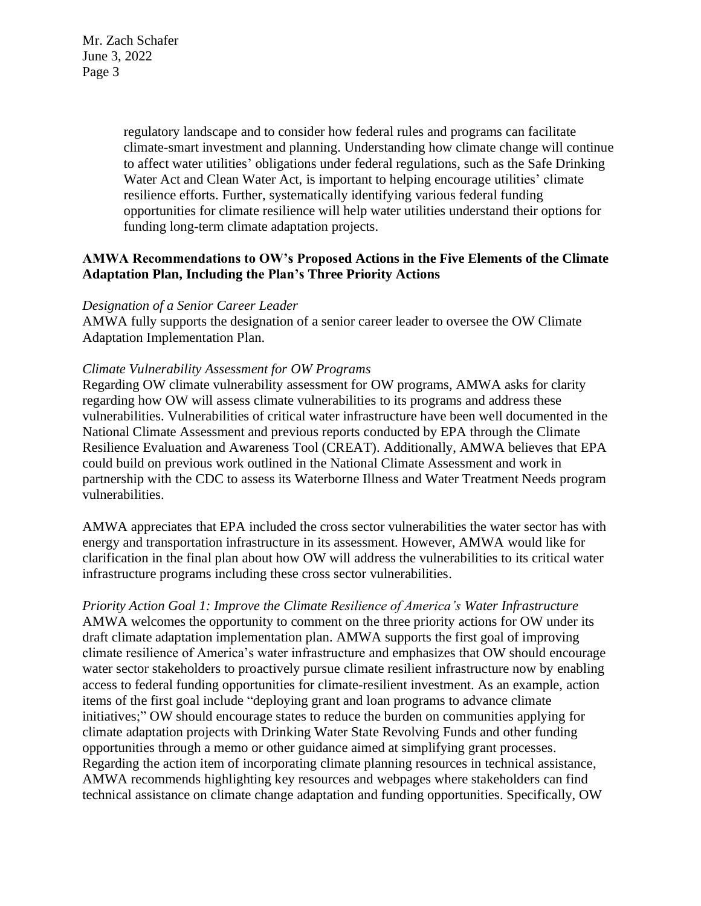regulatory landscape and to consider how federal rules and programs can facilitate climate-smart investment and planning. Understanding how climate change will continue to affect water utilities' obligations under federal regulations, such as the Safe Drinking Water Act and Clean Water Act, is important to helping encourage utilities' climate resilience efforts. Further, systematically identifying various federal funding opportunities for climate resilience will help water utilities understand their options for funding long-term climate adaptation projects.

**AMWA Recommendations to OW's Proposed Actions in the Five Elements of the Climate Adaptation Plan, Including the Plan's Three Priority Actions**

*Designation of a Senior Career Leader*
AMWA fully supports the designation of a senior career leader to oversee the OW Climate Adaptation Implementation Plan.

*Climate Vulnerability Assessment for OW Programs*
Regarding OW climate vulnerability assessment for OW programs, AMWA asks for clarity regarding how OW will assess climate vulnerabilities to its programs and address these vulnerabilities. Vulnerabilities of critical water infrastructure have been well documented in the National Climate Assessment and previous reports conducted by EPA through the Climate Resilience Evaluation and Awareness Tool (CREAT). Additionally, AMWA believes that EPA could build on previous work outlined in the National Climate Assessment and work in partnership with the CDC to assess its Waterborne Illness and Water Treatment Needs program vulnerabilities.

AMWA appreciates that EPA included the cross sector vulnerabilities the water sector has with energy and transportation infrastructure in its assessment. However, AMWA would like for clarification in the final plan about how OW will address the vulnerabilities to its critical water infrastructure programs including these cross sector vulnerabilities.

*Priority Action Goal 1: Improve the Climate Resilience of America's Water Infrastructure*
AMWA welcomes the opportunity to comment on the three priority actions for OW under its draft climate adaptation implementation plan. AMWA supports the first goal of improving climate resilience of America's water infrastructure and emphasizes that OW should encourage water sector stakeholders to proactively pursue climate resilient infrastructure now by enabling access to federal funding opportunities for climate-resilient investment. As an example, action items of the first goal include "deploying grant and loan programs to advance climate initiatives;" OW should encourage states to reduce the burden on communities applying for climate adaptation projects with Drinking Water State Revolving Funds and other funding opportunities through a memo or other guidance aimed at simplifying grant processes. Regarding the action item of incorporating climate planning resources in technical assistance, AMWA recommends highlighting key resources and webpages where stakeholders can find technical assistance on climate change adaptation and funding opportunities. Specifically, OW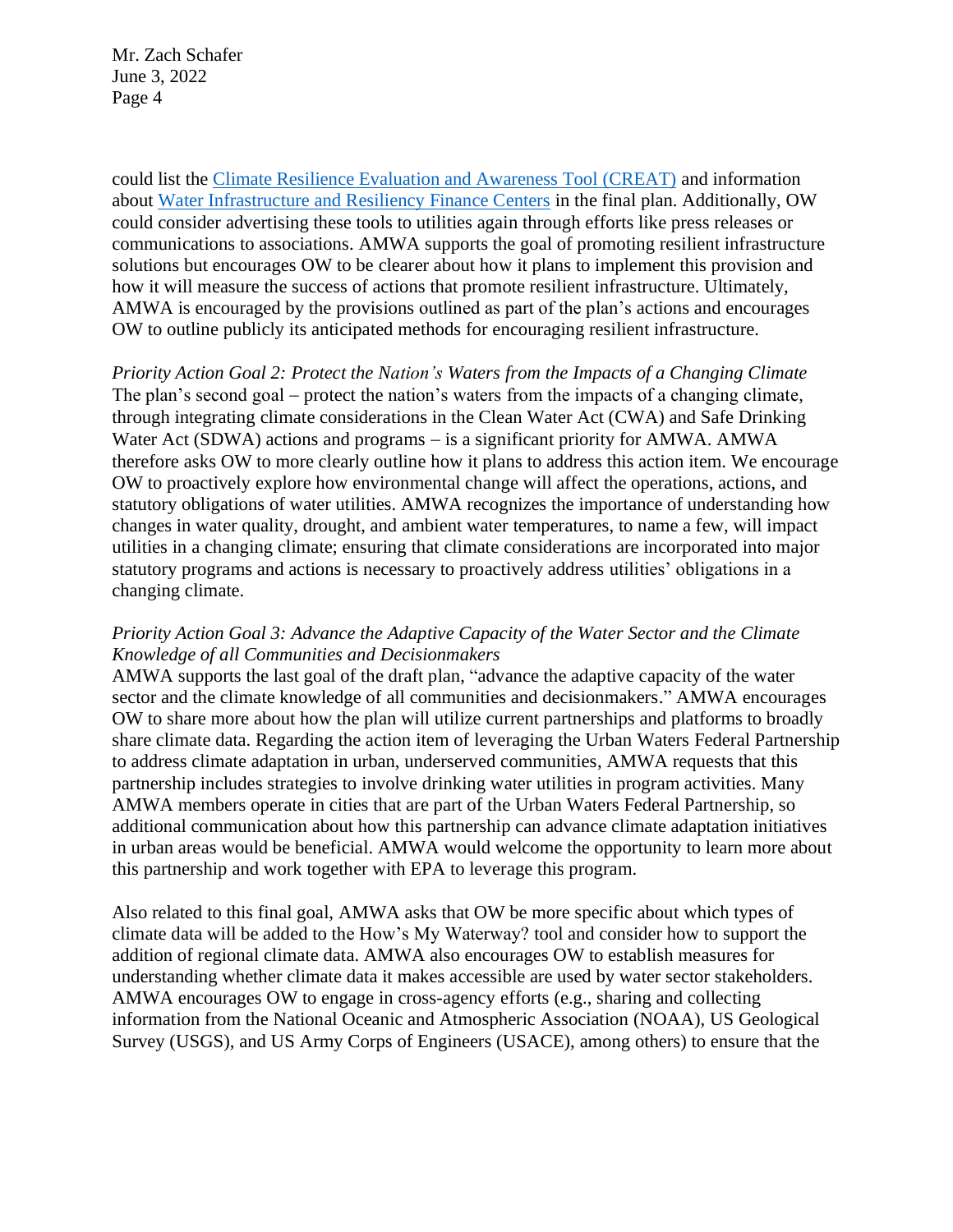could list the [Climate Resilience Evaluation and Awareness Tool (CREAT)] and information about [Water Infrastructure and Resiliency Finance Centers] in the final plan. Additionally, OW could consider advertising these tools to utilities again through efforts like press releases or communications to associations. AMWA supports the goal of promoting resilient infrastructure solutions but encourages OW to be clearer about how it plans to implement this provision and how it will measure the success of actions that promote resilient infrastructure. Ultimately, AMWA is encouraged by the provisions outlined as part of the plan's actions and encourages OW to outline publicly its anticipated methods for encouraging resilient infrastructure.

*Priority Action Goal 2: Protect the Nation's Waters from the Impacts of a Changing Climate*
The plan's second goal – protect the nation's waters from the impacts of a changing climate, through integrating climate considerations in the Clean Water Act (CWA) and Safe Drinking Water Act (SDWA) actions and programs – is a significant priority for AMWA. AMWA therefore asks OW to more clearly outline how it plans to address this action item. We encourage OW to proactively explore how environmental change will affect the operations, actions, and statutory obligations of water utilities. AMWA recognizes the importance of understanding how changes in water quality, drought, and ambient water temperatures, to name a few, will impact utilities in a changing climate; ensuring that climate considerations are incorporated into major statutory programs and actions is necessary to proactively address utilities' obligations in a changing climate.

*Priority Action Goal 3: Advance the Adaptive Capacity of the Water Sector and the Climate Knowledge of all Communities and Decisionmakers*
AMWA supports the last goal of the draft plan, "advance the adaptive capacity of the water sector and the climate knowledge of all communities and decisionmakers." AMWA encourages OW to share more about how the plan will utilize current partnerships and platforms to broadly share climate data. Regarding the action item of leveraging the Urban Waters Federal Partnership to address climate adaptation in urban, underserved communities, AMWA requests that this partnership includes strategies to involve drinking water utilities in program activities. Many AMWA members operate in cities that are part of the Urban Waters Federal Partnership, so additional communication about how this partnership can advance climate adaptation initiatives in urban areas would be beneficial. AMWA would welcome the opportunity to learn more about this partnership and work together with EPA to leverage this program.

Also related to this final goal, AMWA asks that OW be more specific about which types of climate data will be added to the How's My Waterway? tool and consider how to support the addition of regional climate data. AMWA also encourages OW to establish measures for understanding whether climate data it makes accessible are used by water sector stakeholders. AMWA encourages OW to engage in cross-agency efforts (e.g., sharing and collecting information from the National Oceanic and Atmospheric Association (NOAA), US Geological Survey (USGS), and US Army Corps of Engineers (USACE), among others) to ensure that the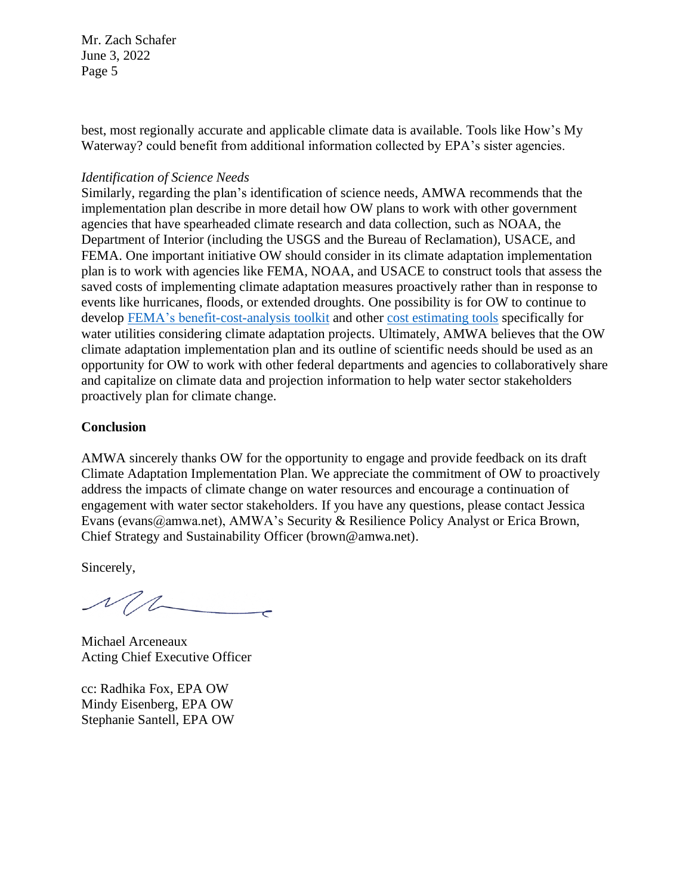best, most regionally accurate and applicable climate data is available. Tools like How's My Waterway? could benefit from additional information collected by EPA's sister agencies.

*Identification of Science Needs*

Similarly, regarding the plan's identification of science needs, AMWA recommends that the implementation plan describe in more detail how OW plans to work with other government agencies that have spearheaded climate research and data collection, such as NOAA, the Department of Interior (including the USGS and the Bureau of Reclamation), USACE, and FEMA. One important initiative OW should consider in its climate adaptation implementation plan is to work with agencies like FEMA, NOAA, and USACE to construct tools that assess the saved costs of implementing climate adaptation measures proactively rather than in response to events like hurricanes, floods, or extended droughts. One possibility is for OW to continue to develop FEMA's benefit-cost-analysis toolkit and other cost estimating tools specifically for water utilities considering climate adaptation projects. Ultimately, AMWA believes that the OW climate adaptation implementation plan and its outline of scientific needs should be used as an opportunity for OW to work with other federal departments and agencies to collaboratively share and capitalize on climate data and projection information to help water sector stakeholders proactively plan for climate change.

**Conclusion**

AMWA sincerely thanks OW for the opportunity to engage and provide feedback on its draft Climate Adaptation Implementation Plan. We appreciate the commitment of OW to proactively address the impacts of climate change on water resources and encourage a continuation of engagement with water sector stakeholders. If you have any questions, please contact Jessica Evans (evans@amwa.net), AMWA's Security & Resilience Policy Analyst or Erica Brown, Chief Strategy and Sustainability Officer (brown@amwa.net).

Sincerely,

Michael Arceneaux
Acting Chief Executive Officer

cc: Radhika Fox, EPA OW
Mindy Eisenberg, EPA OW
Stephanie Santell, EPA OW